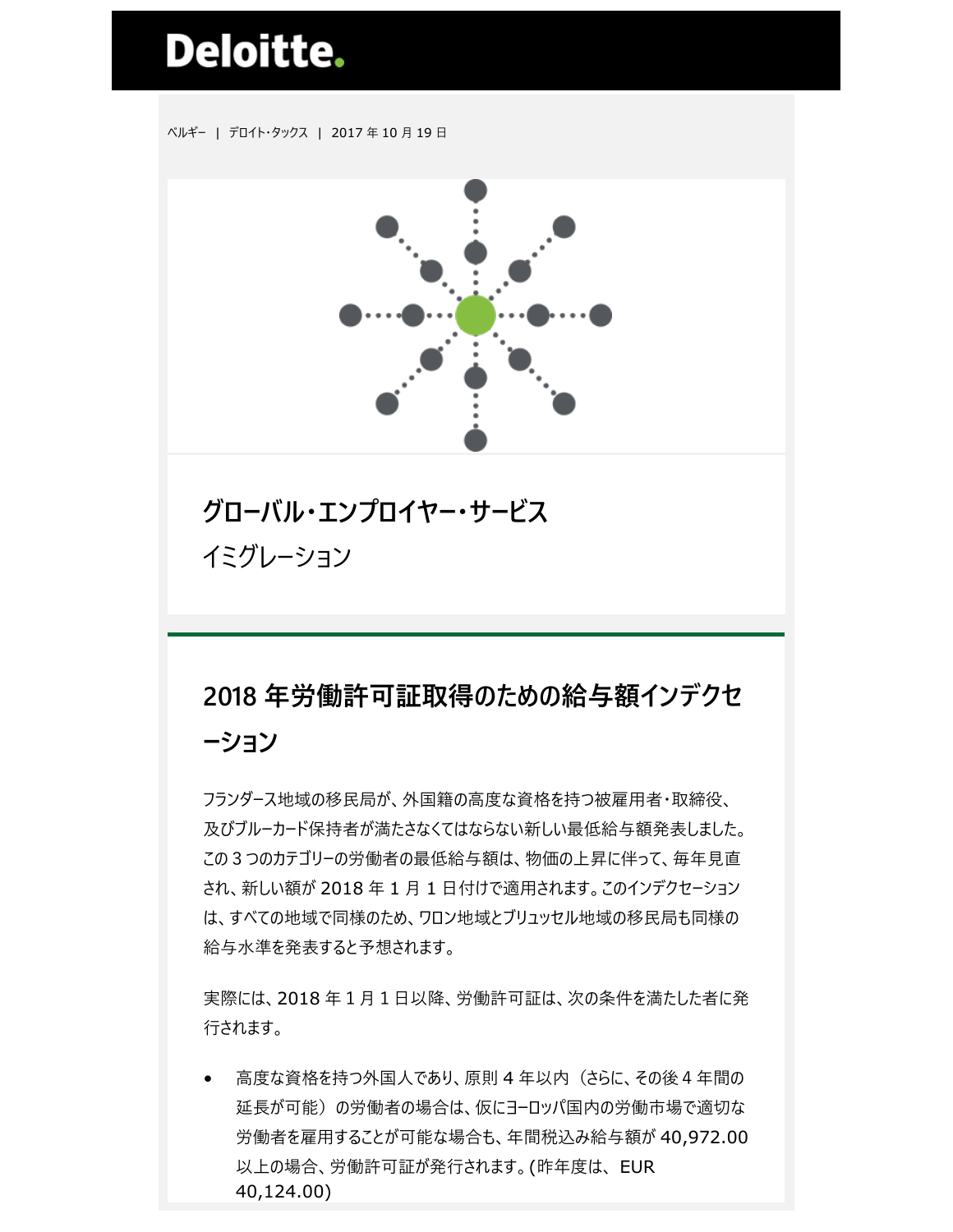Deloitte.

ベルギー | デロイト・タックス | 2017 年 10 月 19 日

## グローバル・エンプロイヤー・サービス

イミグレーション

# 2018 年労働許可証取得のための給与額インデクセーション

フランダース地域の移民局が、外国籍の高度な資格を持つ被雇用者・取締役、及びブルーカード保持者が満たさなくてはならない新しい最低給与額発表しました。この 3 つのカテゴリーの労働者の最低給与額は、物価の上昇に伴って、毎年見直され、新しい額が 2018 年 1 月 1 日付けで適用されます。このインデクセーションは、すべての地域で同様のため、ワロン地域とブリュッセル地域の移民局も同様の給与水準を発表すると予想されます。

実際には、2018 年 1 月 1 日以降、労働許可証は、次の条件を満たした者に発行されます。

- 高度な資格を持つ外国人であり、原則 4 年以内（さらに、その後 4 年間の延長が可能）の労働者の場合は、仮にヨーロッパ国内の労働市場で適切な労働者を雇用することが可能な場合も、年間税込み給与額が 40,972.00 以上の場合、労働許可証が発行されます。(昨年度は、 EUR 40,124.00)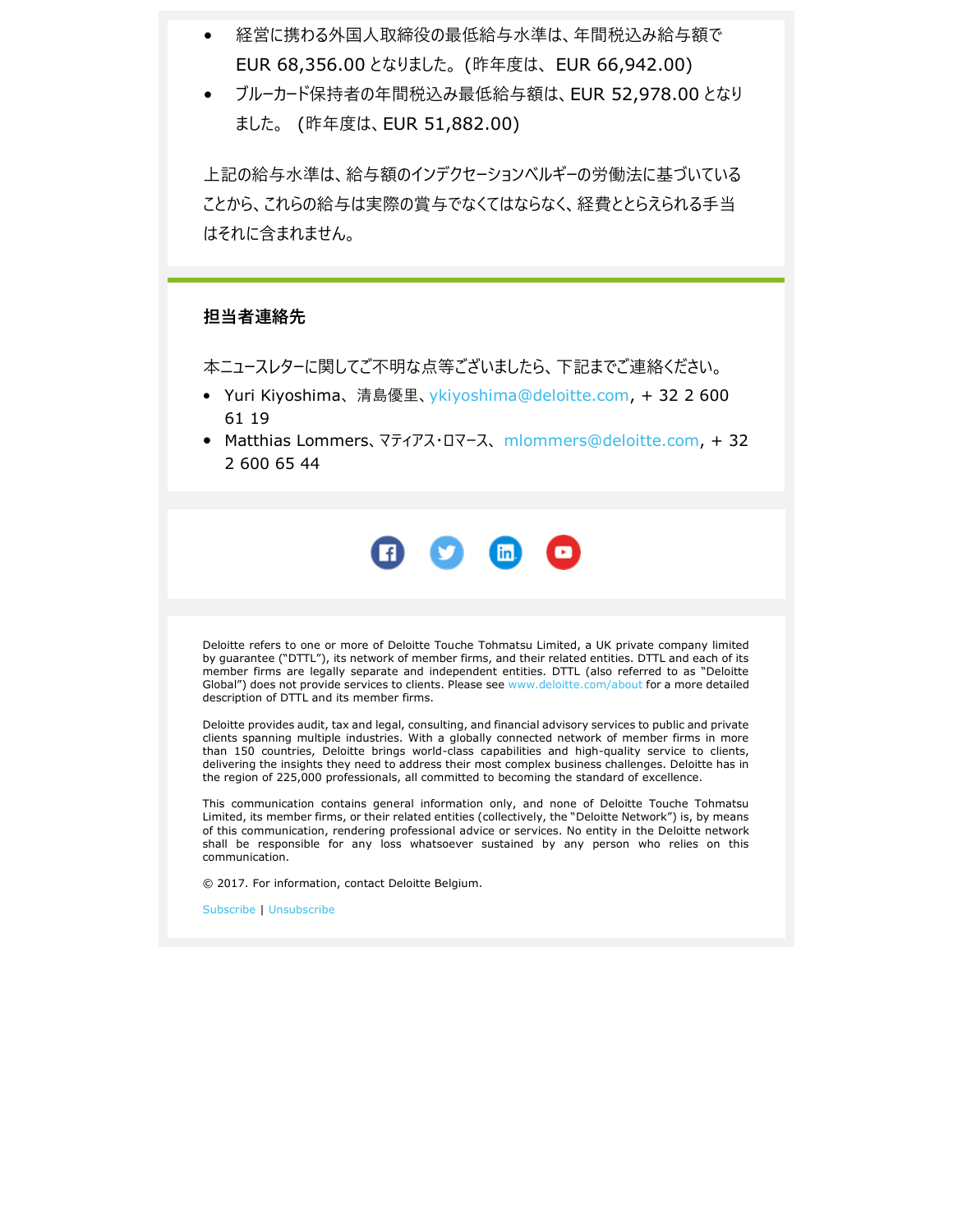- 経営に携わる外国人取締役の最低給与水準は、年間税込み給与額で EUR 68,356.00 となりました。(昨年度は、 EUR 66,942.00)
- ブルーカード保持者の年間税込み最低給与額は、EUR 52,978.00 となりました。 (昨年度は、EUR 51,882.00)

上記の給与水準は、給与額のインデクセーションベルギーの労働法に基づいていることから、これらの給与は実際の賞与でなくてはならなく、経費ととらえられる手当はそれに含まれません。

### 担当者連絡先

本ニュースレターに関してご不明な点等ございましたら、下記までご連絡ください。

- Yuri Kiyoshima、清島優里、ykiyoshima@deloitte.com, + 32 2 600 61 19
- Matthias Lommers、マティアス・ロマース、 mlommers@deloitte.com, + 32 2 600 65 44

Deloitte refers to one or more of Deloitte Touche Tohmatsu Limited, a UK private company limited by guarantee ("DTTL"), its network of member firms, and their related entities. DTTL and each of its member firms are legally separate and independent entities. DTTL (also referred to as "Deloitte Global") does not provide services to clients. Please see www.deloitte.com/about for a more detailed description of DTTL and its member firms.

Deloitte provides audit, tax and legal, consulting, and financial advisory services to public and private clients spanning multiple industries. With a globally connected network of member firms in more than 150 countries, Deloitte brings world-class capabilities and high-quality service to clients, delivering the insights they need to address their most complex business challenges. Deloitte has in the region of 225,000 professionals, all committed to becoming the standard of excellence.

This communication contains general information only, and none of Deloitte Touche Tohmatsu Limited, its member firms, or their related entities (collectively, the "Deloitte Network") is, by means of this communication, rendering professional advice or services. No entity in the Deloitte network shall be responsible for any loss whatsoever sustained by any person who relies on this communication.

© 2017. For information, contact Deloitte Belgium.

Subscribe | Unsubscribe